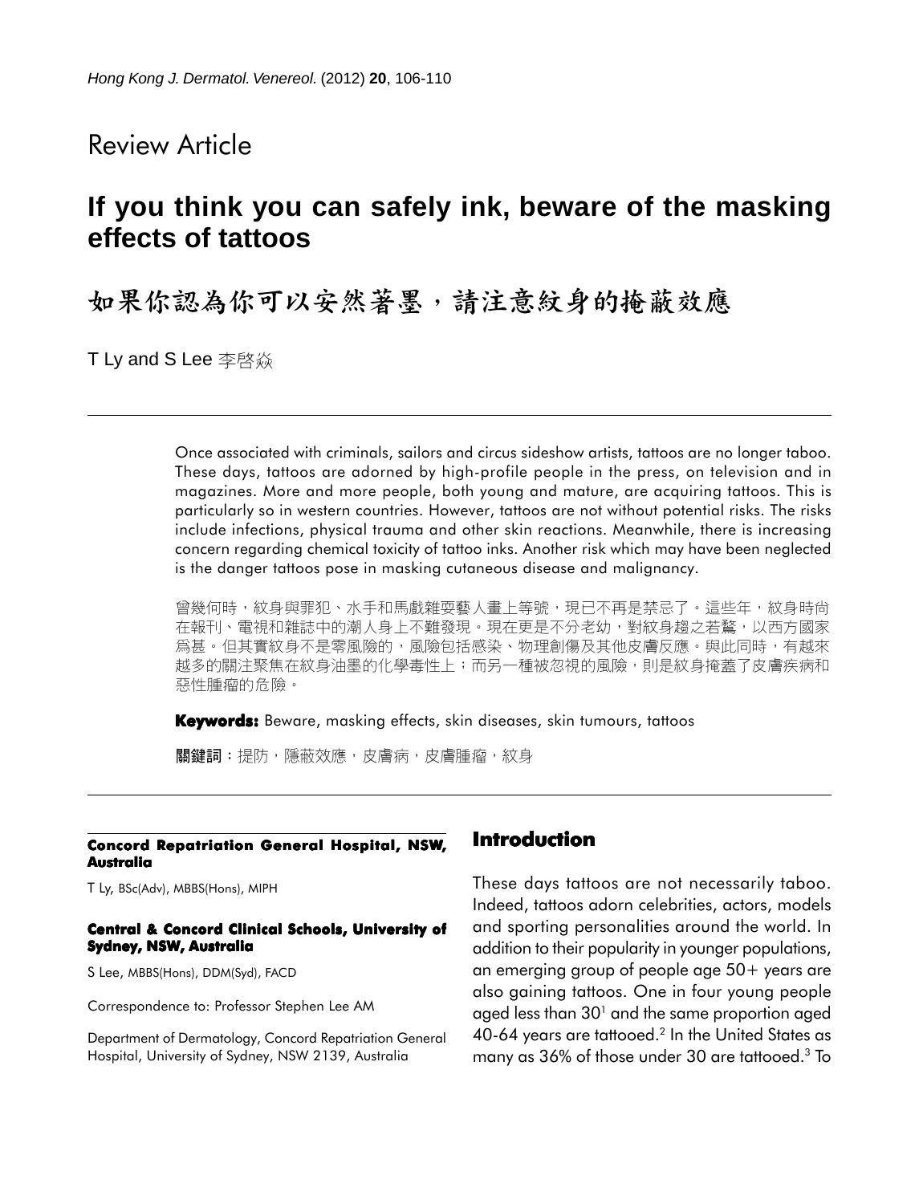Review Article

# If you think you can safely ink, beware of the masking effects of tattoos

# 如果你認為你可以安然著墨，請注意紋身的掩蔽效應

T Ly and S Lee 李啓焱

Once associated with criminals, sailors and circus sideshow artists, tattoos are no longer taboo. These days, tattoos are adorned by high-profile people in the press, on television and in magazines. More and more people, both young and mature, are acquiring tattoos. This is particularly so in western countries. However, tattoos are not without potential risks. The risks include infections, physical trauma and other skin reactions. Meanwhile, there is increasing concern regarding chemical toxicity of tattoo inks. Another risk which may have been neglected is the danger tattoos pose in masking cutaneous disease and malignancy.

曾幾何時，紋身與罪犯、水手和馬戲雜耍藝人畫上等號，現已不再是禁忌了。這些年，紋身時尚在報刊、電視和雜誌中的潮人身上不難發現。現在更是不分老幼，對紋身趨之若騖，以西方國家爲甚。但其實紋身不是零風險的，風險包括感染、物理創傷及其他皮膚反應。與此同時，有越來越多的關注聚焦在紋身油墨的化學毒性上；而另一種被忽視的風險，則是紋身掩蓋了皮膚疾病和惡性腫瘤的危險。

**Keywords:** Beware, masking effects, skin diseases, skin tumours, tattoos

**關鍵詞**：提防，隱蔽效應，皮膚病，皮膚腫瘤，紋身

**Concord Repatriation General Hospital, NSW, Australia**

T Ly, BSc(Adv), MBBS(Hons), MIPH

**Central & Concord Clinical Schools, University of Sydney, NSW, Australia**

S Lee, MBBS(Hons), DDM(Syd), FACD

Correspondence to: Professor Stephen Lee AM

Department of Dermatology, Concord Repatriation General Hospital, University of Sydney, NSW 2139, Australia

## Introduction

These days tattoos are not necessarily taboo. Indeed, tattoos adorn celebrities, actors, models and sporting personalities around the world. In addition to their popularity in younger populations, an emerging group of people age 50+ years are also gaining tattoos. One in four young people aged less than 30[1] and the same proportion aged 40-64 years are tattooed.[2] In the United States as many as 36% of those under 30 are tattooed.[3] To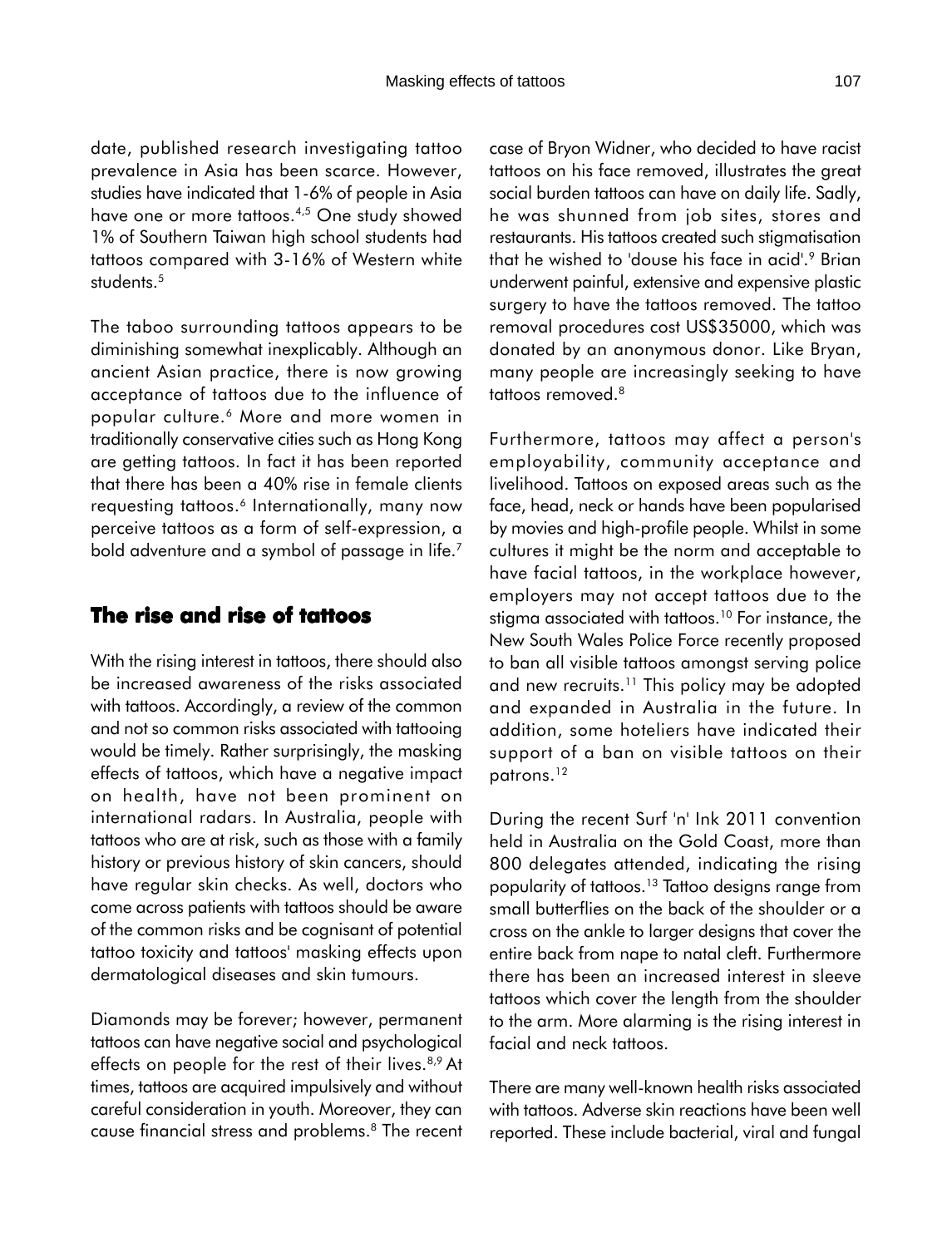date, published research investigating tattoo prevalence in Asia has been scarce. However, studies have indicated that 1-6% of people in Asia have one or more tattoos.[4,5] One study showed 1% of Southern Taiwan high school students had tattoos compared with 3-16% of Western white students.[5]

The taboo surrounding tattoos appears to be diminishing somewhat inexplicably. Although an ancient Asian practice, there is now growing acceptance of tattoos due to the influence of popular culture.[6] More and more women in traditionally conservative cities such as Hong Kong are getting tattoos. In fact it has been reported that there has been a 40% rise in female clients requesting tattoos.[6] Internationally, many now perceive tattoos as a form of self-expression, a bold adventure and a symbol of passage in life.[7]

## The rise and rise of tattoos

With the rising interest in tattoos, there should also be increased awareness of the risks associated with tattoos. Accordingly, a review of the common and not so common risks associated with tattooing would be timely. Rather surprisingly, the masking effects of tattoos, which have a negative impact on health, have not been prominent on international radars. In Australia, people with tattoos who are at risk, such as those with a family history or previous history of skin cancers, should have regular skin checks. As well, doctors who come across patients with tattoos should be aware of the common risks and be cognisant of potential tattoo toxicity and tattoos' masking effects upon dermatological diseases and skin tumours.

Diamonds may be forever; however, permanent tattoos can have negative social and psychological effects on people for the rest of their lives.[8,9] At times, tattoos are acquired impulsively and without careful consideration in youth. Moreover, they can cause financial stress and problems.[8] The recent case of Bryon Widner, who decided to have racist tattoos on his face removed, illustrates the great social burden tattoos can have on daily life. Sadly, he was shunned from job sites, stores and restaurants. His tattoos created such stigmatisation that he wished to 'douse his face in acid'.[9] Brian underwent painful, extensive and expensive plastic surgery to have the tattoos removed. The tattoo removal procedures cost US$35000, which was donated by an anonymous donor. Like Bryan, many people are increasingly seeking to have tattoos removed.[8]

Furthermore, tattoos may affect a person's employability, community acceptance and livelihood. Tattoos on exposed areas such as the face, head, neck or hands have been popularised by movies and high-profile people. Whilst in some cultures it might be the norm and acceptable to have facial tattoos, in the workplace however, employers may not accept tattoos due to the stigma associated with tattoos.[10] For instance, the New South Wales Police Force recently proposed to ban all visible tattoos amongst serving police and new recruits.[11] This policy may be adopted and expanded in Australia in the future. In addition, some hoteliers have indicated their support of a ban on visible tattoos on their patrons.[12]

During the recent Surf 'n' Ink 2011 convention held in Australia on the Gold Coast, more than 800 delegates attended, indicating the rising popularity of tattoos.[13] Tattoo designs range from small butterflies on the back of the shoulder or a cross on the ankle to larger designs that cover the entire back from nape to natal cleft. Furthermore there has been an increased interest in sleeve tattoos which cover the length from the shoulder to the arm. More alarming is the rising interest in facial and neck tattoos.

There are many well-known health risks associated with tattoos. Adverse skin reactions have been well reported. These include bacterial, viral and fungal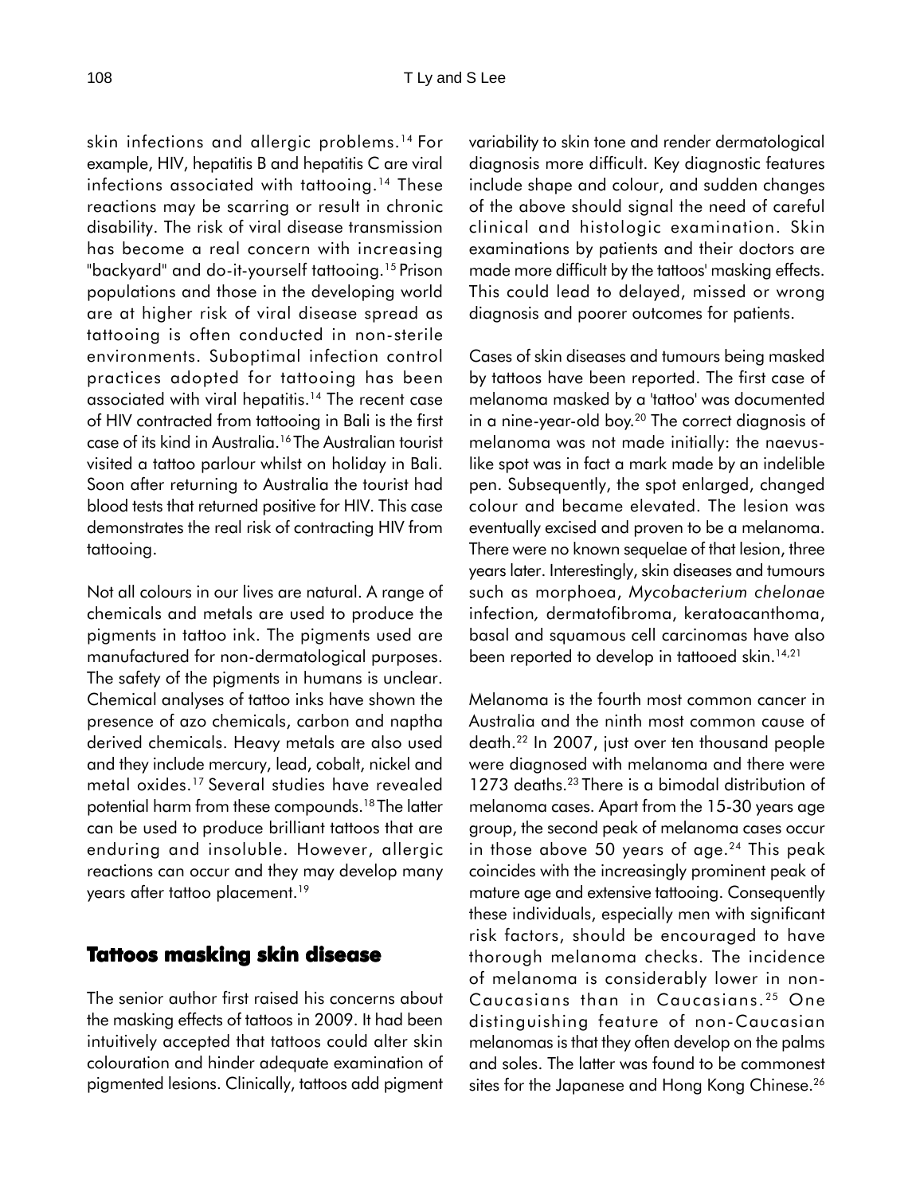skin infections and allergic problems.[14] For example, HIV, hepatitis B and hepatitis C are viral infections associated with tattooing.[14] These reactions may be scarring or result in chronic disability. The risk of viral disease transmission has become a real concern with increasing "backyard" and do-it-yourself tattooing.[15] Prison populations and those in the developing world are at higher risk of viral disease spread as tattooing is often conducted in non-sterile environments. Suboptimal infection control practices adopted for tattooing has been associated with viral hepatitis.[14] The recent case of HIV contracted from tattooing in Bali is the first case of its kind in Australia.[16] The Australian tourist visited a tattoo parlour whilst on holiday in Bali. Soon after returning to Australia the tourist had blood tests that returned positive for HIV. This case demonstrates the real risk of contracting HIV from tattooing.

Not all colours in our lives are natural. A range of chemicals and metals are used to produce the pigments in tattoo ink. The pigments used are manufactured for non-dermatological purposes. The safety of the pigments in humans is unclear. Chemical analyses of tattoo inks have shown the presence of azo chemicals, carbon and naptha derived chemicals. Heavy metals are also used and they include mercury, lead, cobalt, nickel and metal oxides.[17] Several studies have revealed potential harm from these compounds.[18] The latter can be used to produce brilliant tattoos that are enduring and insoluble. However, allergic reactions can occur and they may develop many years after tattoo placement.[19]

## Tattoos masking skin disease

The senior author first raised his concerns about the masking effects of tattoos in 2009. It had been intuitively accepted that tattoos could alter skin colouration and hinder adequate examination of pigmented lesions. Clinically, tattoos add pigment variability to skin tone and render dermatological diagnosis more difficult. Key diagnostic features include shape and colour, and sudden changes of the above should signal the need of careful clinical and histologic examination. Skin examinations by patients and their doctors are made more difficult by the tattoos' masking effects. This could lead to delayed, missed or wrong diagnosis and poorer outcomes for patients.

Cases of skin diseases and tumours being masked by tattoos have been reported. The first case of melanoma masked by a 'tattoo' was documented in a nine-year-old boy.[20] The correct diagnosis of melanoma was not made initially: the naevus-like spot was in fact a mark made by an indelible pen. Subsequently, the spot enlarged, changed colour and became elevated. The lesion was eventually excised and proven to be a melanoma. There were no known sequelae of that lesion, three years later. Interestingly, skin diseases and tumours such as morphoea, *Mycobacterium chelonae* infection, dermatofibroma, keratoacanthoma, basal and squamous cell carcinomas have also been reported to develop in tattooed skin.[14,21]

Melanoma is the fourth most common cancer in Australia and the ninth most common cause of death.[22] In 2007, just over ten thousand people were diagnosed with melanoma and there were 1273 deaths.[23] There is a bimodal distribution of melanoma cases. Apart from the 15-30 years age group, the second peak of melanoma cases occur in those above 50 years of age.[24] This peak coincides with the increasingly prominent peak of mature age and extensive tattooing. Consequently these individuals, especially men with significant risk factors, should be encouraged to have thorough melanoma checks. The incidence of melanoma is considerably lower in non-Caucasians than in Caucasians.[25] One distinguishing feature of non-Caucasian melanomas is that they often develop on the palms and soles. The latter was found to be commonest sites for the Japanese and Hong Kong Chinese.[26]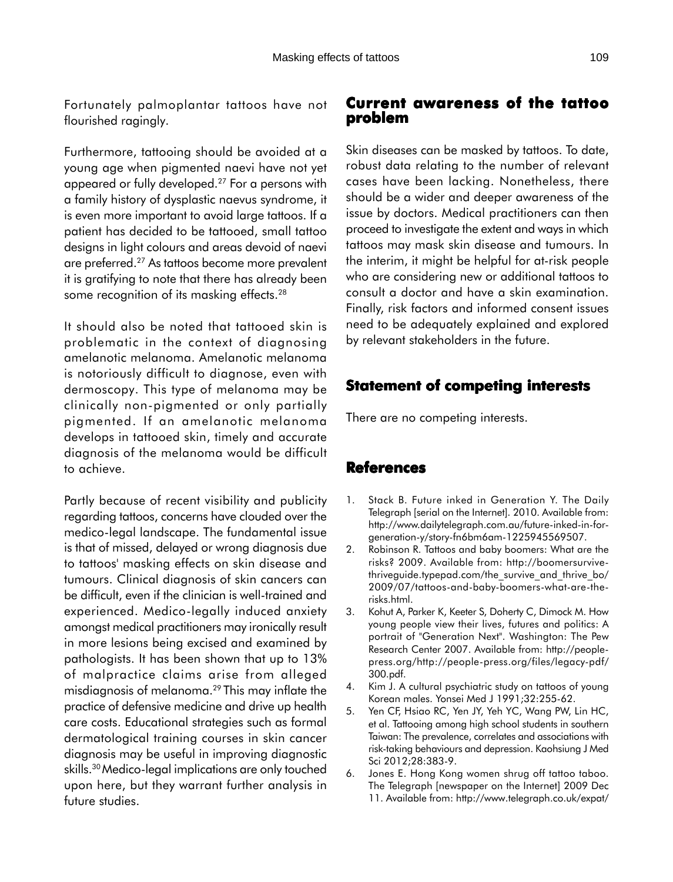Fortunately palmoplantar tattoos have not flourished ragingly.

Furthermore, tattooing should be avoided at a young age when pigmented naevi have not yet appeared or fully developed.[27] For a persons with a family history of dysplastic naevus syndrome, it is even more important to avoid large tattoos. If a patient has decided to be tattooed, small tattoo designs in light colours and areas devoid of naevi are preferred.[27] As tattoos become more prevalent it is gratifying to note that there has already been some recognition of its masking effects.[28]

It should also be noted that tattooed skin is problematic in the context of diagnosing amelanotic melanoma. Amelanotic melanoma is notoriously difficult to diagnose, even with dermoscopy. This type of melanoma may be clinically non-pigmented or only partially pigmented. If an amelanotic melanoma develops in tattooed skin, timely and accurate diagnosis of the melanoma would be difficult to achieve.

Partly because of recent visibility and publicity regarding tattoos, concerns have clouded over the medico-legal landscape. The fundamental issue is that of missed, delayed or wrong diagnosis due to tattoos' masking effects on skin disease and tumours. Clinical diagnosis of skin cancers can be difficult, even if the clinician is well-trained and experienced. Medico-legally induced anxiety amongst medical practitioners may ironically result in more lesions being excised and examined by pathologists. It has been shown that up to 13% of malpractice claims arise from alleged misdiagnosis of melanoma.[29] This may inflate the practice of defensive medicine and drive up health care costs. Educational strategies such as formal dermatological training courses in skin cancer diagnosis may be useful in improving diagnostic skills.[30] Medico-legal implications are only touched upon here, but they warrant further analysis in future studies.

## Current awareness of the tattoo problem

Skin diseases can be masked by tattoos. To date, robust data relating to the number of relevant cases have been lacking. Nonetheless, there should be a wider and deeper awareness of the issue by doctors. Medical practitioners can then proceed to investigate the extent and ways in which tattoos may mask skin disease and tumours. In the interim, it might be helpful for at-risk people who are considering new or additional tattoos to consult a doctor and have a skin examination. Finally, risk factors and informed consent issues need to be adequately explained and explored by relevant stakeholders in the future.

## Statement of competing interests

There are no competing interests.

## References

1. Stack B. Future inked in Generation Y. The Daily Telegraph [serial on the Internet]. 2010. Available from: http://www.dailytelegraph.com.au/future-inked-in-for-generation-y/story-fn6bm6am-1225945569507.
2. Robinson R. Tattoos and baby boomers: What are the risks? 2009. Available from: http://boomersurvive-thriveguide.typepad.com/the_survive_and_thrive_bo/2009/07/tattoos-and-baby-boomers-what-are-the-risks.html.
3. Kohut A, Parker K, Keeter S, Doherty C, Dimock M. How young people view their lives, futures and politics: A portrait of "Generation Next". Washington: The Pew Research Center 2007. Available from: http://people-press.org/http://people-press.org/files/legacy-pdf/300.pdf.
4. Kim J. A cultural psychiatric study on tattoos of young Korean males. Yonsei Med J 1991;32:255-62.
5. Yen CF, Hsiao RC, Yen JY, Yeh YC, Wang PW, Lin HC, et al. Tattooing among high school students in southern Taiwan: The prevalence, correlates and associations with risk-taking behaviours and depression. Kaohsiung J Med Sci 2012;28:383-9.
6. Jones E. Hong Kong women shrug off tattoo taboo. The Telegraph [newspaper on the Internet] 2009 Dec 11. Available from: http://www.telegraph.co.uk/expat/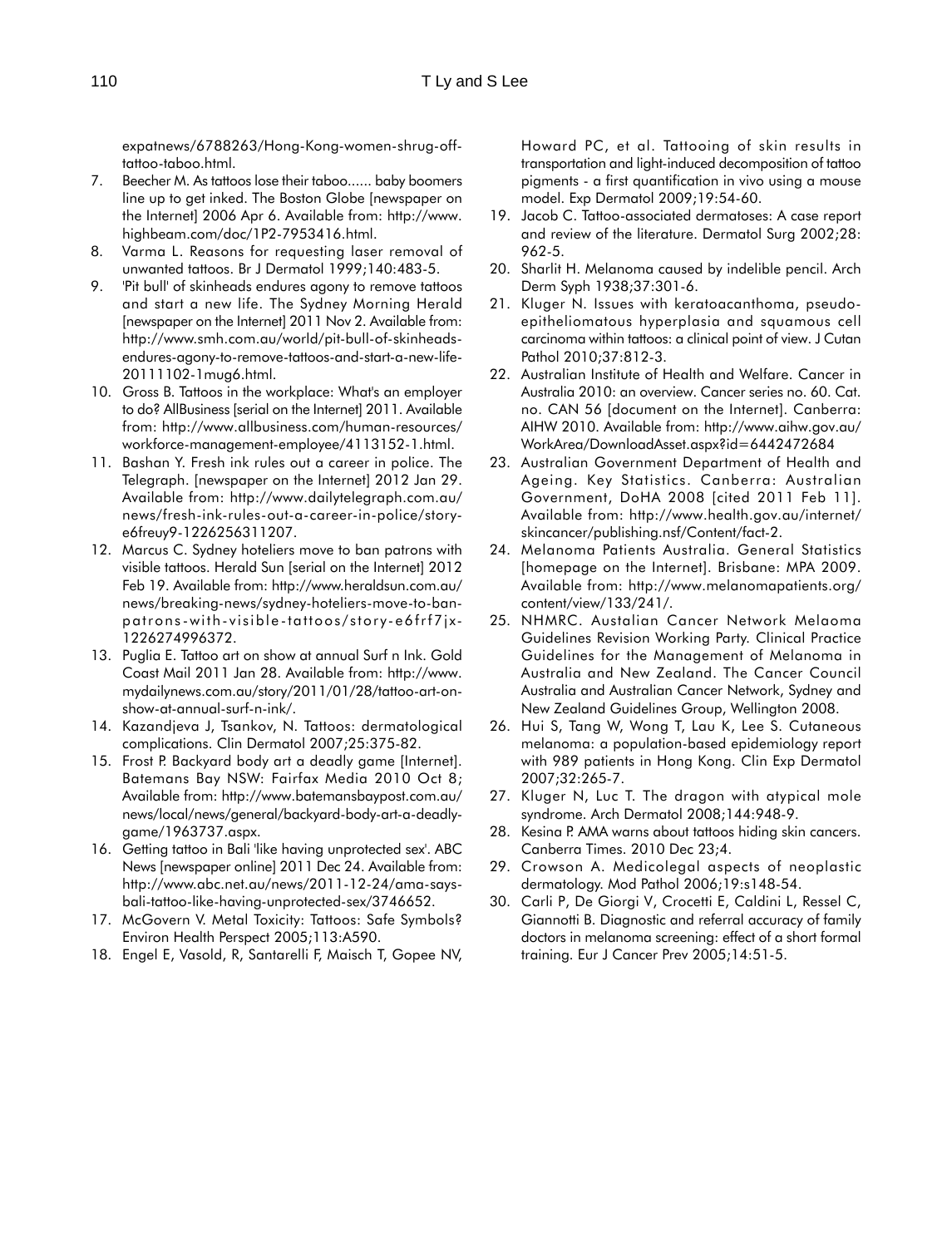expatnews/6788263/Hong-Kong-women-shrug-off-tattoo-taboo.html.

7. Beecher M. As tattoos lose their taboo...... baby boomers line up to get inked. The Boston Globe [newspaper on the Internet] 2006 Apr 6. Available from: http://www.highbeam.com/doc/1P2-7953416.html.
8. Varma L. Reasons for requesting laser removal of unwanted tattoos. Br J Dermatol 1999;140:483-5.
9. 'Pit bull' of skinheads endures agony to remove tattoos and start a new life. The Sydney Morning Herald [newspaper on the Internet] 2011 Nov 2. Available from: http://www.smh.com.au/world/pit-bull-of-skinheads-endures-agony-to-remove-tattoos-and-start-a-new-life-20111102-1mug6.html.
10. Gross B. Tattoos in the workplace: What's an employer to do? AllBusiness [serial on the Internet] 2011. Available from: http://www.allbusiness.com/human-resources/workforce-management-employee/4113152-1.html.
11. Bashan Y. Fresh ink rules out a career in police. The Telegraph. [newspaper on the Internet] 2012 Jan 29. Available from: http://www.dailytelegraph.com.au/news/fresh-ink-rules-out-a-career-in-police/story-e6freuy9-1226256311207.
12. Marcus C. Sydney hoteliers move to ban patrons with visible tattoos. Herald Sun [serial on the Internet] 2012 Feb 19. Available from: http://www.heraldsun.com.au/news/breaking-news/sydney-hoteliers-move-to-ban-patrons-with-visible-tattoos/story-e6frf7jx-1226274996372.
13. Puglia E. Tattoo art on show at annual Surf n Ink. Gold Coast Mail 2011 Jan 28. Available from: http://www.mydailynews.com.au/story/2011/01/28/tattoo-art-on-show-at-annual-surf-n-ink/.
14. Kazandjeva J, Tsankov, N. Tattoos: dermatological complications. Clin Dermatol 2007;25:375-82.
15. Frost P. Backyard body art a deadly game [Internet]. Batemans Bay NSW: Fairfax Media 2010 Oct 8; Available from: http://www.batemansbaypost.com.au/news/local/news/general/backyard-body-art-a-deadly-game/1963737.aspx.
16. Getting tattoo in Bali 'like having unprotected sex'. ABC News [newspaper online] 2011 Dec 24. Available from: http://www.abc.net.au/news/2011-12-24/ama-says-bali-tattoo-like-having-unprotected-sex/3746652.
17. McGovern V. Metal Toxicity: Tattoos: Safe Symbols? Environ Health Perspect 2005;113:A590.
18. Engel E, Vasold, R, Santarelli F, Maisch T, Gopee NV, Howard PC, et al. Tattooing of skin results in transportation and light-induced decomposition of tattoo pigments - a first quantification in vivo using a mouse model. Exp Dermatol 2009;19:54-60.
19. Jacob C. Tattoo-associated dermatoses: A case report and review of the literature. Dermatol Surg 2002;28: 962-5.
20. Sharlit H. Melanoma caused by indelible pencil. Arch Derm Syph 1938;37:301-6.
21. Kluger N. Issues with keratoacanthoma, pseudo-epitheliomatous hyperplasia and squamous cell carcinoma within tattoos: a clinical point of view. J Cutan Pathol 2010;37:812-3.
22. Australian Institute of Health and Welfare. Cancer in Australia 2010: an overview. Cancer series no. 60. Cat. no. CAN 56 [document on the Internet]. Canberra: AIHW 2010. Available from: http://www.aihw.gov.au/WorkArea/DownloadAsset.aspx?id=6442472684
23. Australian Government Department of Health and Ageing. Key Statistics. Canberra: Australian Government, DoHA 2008 [cited 2011 Feb 11]. Available from: http://www.health.gov.au/internet/skincancer/publishing.nsf/Content/fact-2.
24. Melanoma Patients Australia. General Statistics [homepage on the Internet]. Brisbane: MPA 2009. Available from: http://www.melanomapatients.org/content/view/133/241/.
25. NHMRC. Austalian Cancer Network Melaoma Guidelines Revision Working Party. Clinical Practice Guidelines for the Management of Melanoma in Australia and New Zealand. The Cancer Council Australia and Australian Cancer Network, Sydney and New Zealand Guidelines Group, Wellington 2008.
26. Hui S, Tang W, Wong T, Lau K, Lee S. Cutaneous melanoma: a population-based epidemiology report with 989 patients in Hong Kong. Clin Exp Dermatol 2007;32:265-7.
27. Kluger N, Luc T. The dragon with atypical mole syndrome. Arch Dermatol 2008;144:948-9.
28. Kesina P. AMA warns about tattoos hiding skin cancers. Canberra Times. 2010 Dec 23;4.
29. Crowson A. Medicolegal aspects of neoplastic dermatology. Mod Pathol 2006;19:s148-54.
30. Carli P, De Giorgi V, Crocetti E, Caldini L, Ressel C, Giannotti B. Diagnostic and referral accuracy of family doctors in melanoma screening: effect of a short formal training. Eur J Cancer Prev 2005;14:51-5.